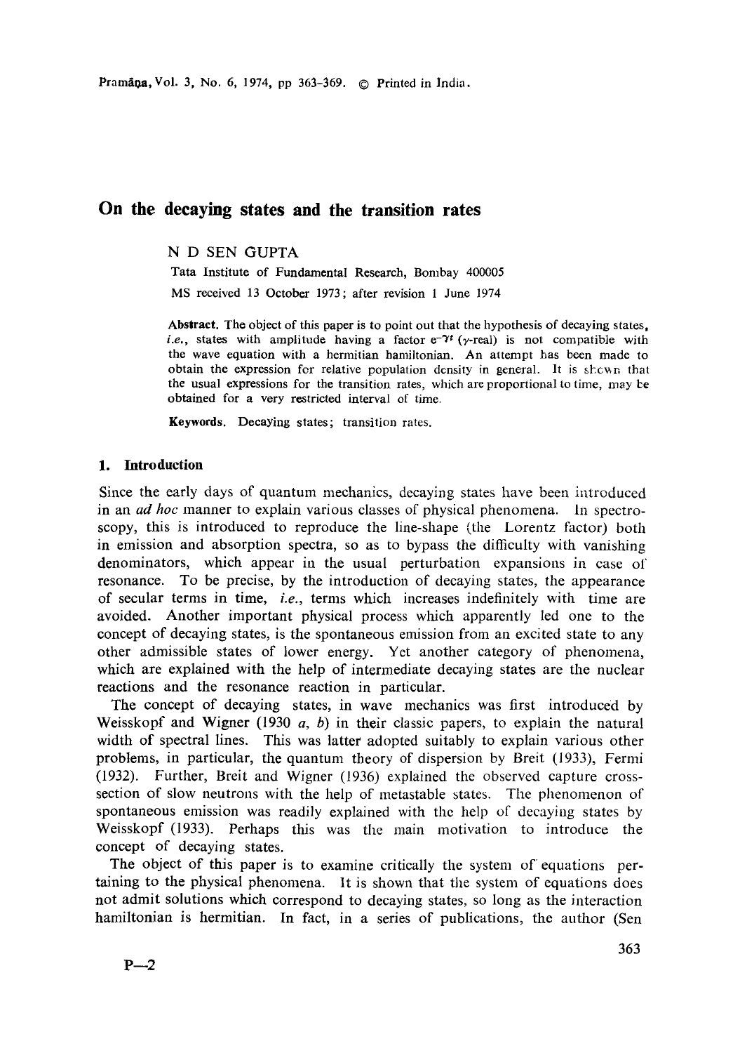# On the decaying states and the transition rates

N D SEN GUPTA

Tata Institute of Fundamental Research, Bombay 400005

MS received 13 October 1973; after revision 1 June 1974

**Abstract.** The object of this paper is to point out that the hypothesis of decaying states, *i.e.*, states with amplitude having a factor $e^{-\gamma t}$ ($\gamma$-real) is not compatible with the wave equation with a hermitian hamiltonian. An attempt has been made to obtain the expression for relative population density in general. It is shown that the usual expressions for the transition rates, which are proportional to time, may be obtained for a very restricted interval of time.

**Keywords.** Decaying states; transition rates.

## 1. Introduction

Since the early days of quantum mechanics, decaying states have been introduced in an *ad hoc* manner to explain various classes of physical phenomena. In spectroscopy, this is introduced to reproduce the line-shape (the Lorentz factor) both in emission and absorption spectra, so as to bypass the difficulty with vanishing denominators, which appear in the usual perturbation expansions in case of resonance. To be precise, by the introduction of decaying states, the appearance of secular terms in time, *i.e.*, terms which increases indefinitely with time are avoided. Another important physical process which apparently led one to the concept of decaying states, is the spontaneous emission from an excited state to any other admissible states of lower energy. Yet another category of phenomena, which are explained with the help of intermediate decaying states are the nuclear reactions and the resonance reaction in particular.

The concept of decaying states, in wave mechanics was first introduced by Weisskopf and Wigner (1930 *a*, *b*) in their classic papers, to explain the natural width of spectral lines. This was latter adopted suitably to explain various other problems, in particular, the quantum theory of dispersion by Breit (1933), Fermi (1932). Further, Breit and Wigner (1936) explained the observed capture cross-section of slow neutrons with the help of metastable states. The phenomenon of spontaneous emission was readily explained with the help of decaying states by Weisskopf (1933). Perhaps this was the main motivation to introduce the concept of decaying states.

The object of this paper is to examine critically the system of equations pertaining to the physical phenomena. It is shown that the system of equations does not admit solutions which correspond to decaying states, so long as the interaction hamiltonian is hermitian. In fact, in a series of publications, the author (Sen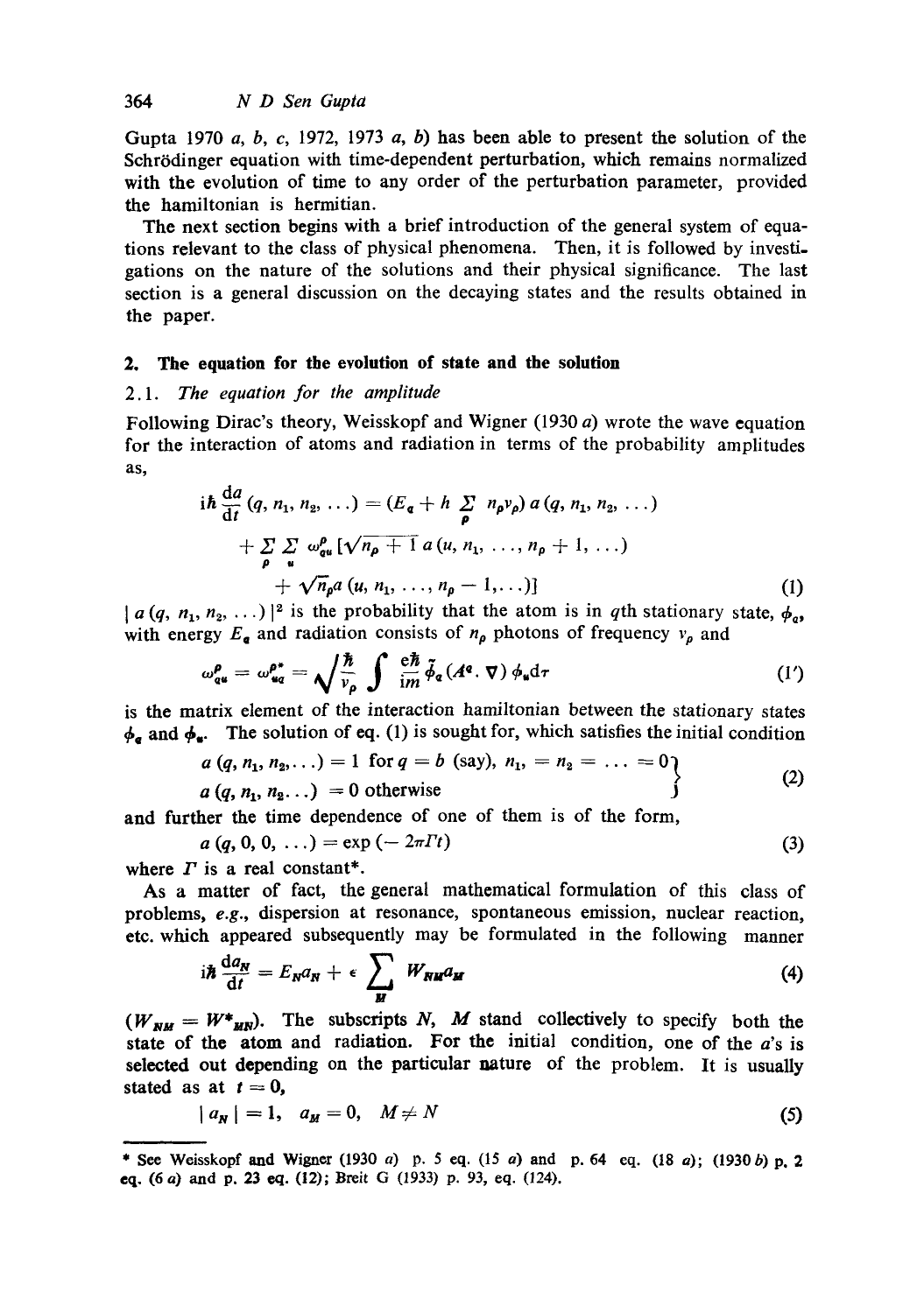Gupta 1970 *a*, *b*, *c*, 1972, 1973 *a*, *b*) has been able to present the solution of the Schrödinger equation with time-dependent perturbation, which remains normalized with the evolution of time to any order of the perturbation parameter, provided the hamiltonian is hermitian.

The next section begins with a brief introduction of the general system of equations relevant to the class of physical phenomena. Then, it is followed by investigations on the nature of the solutions and their physical significance. The last section is a general discussion on the decaying states and the results obtained in the paper.

## 2. The equation for the evolution of state and the solution

### 2.1. *The equation for the amplitude*

Following Dirac's theory, Weisskopf and Wigner (1930 *a*) wrote the wave equation for the interaction of atoms and radiation in terms of the probability amplitudes as,

$$
\begin{aligned}
i\hbar \frac{da}{dt}(q, n_1, n_2, \ldots) &= (E_q + h \sum_p n_p \nu_p)\, a(q, n_1, n_2, \ldots) \\
&+ \sum_p \sum_u \omega^p_{qu} [\sqrt{n_p + 1}\, a(u, n_1, \ldots, n_p + 1, \ldots) \\
&+ \sqrt{n_p}\, a(u, n_1, \ldots, n_p - 1, \ldots)]
\end{aligned} \tag{1}
$$

$| a(q, n_1, n_2, \ldots) |^2$ is the probability that the atom is in $q$th stationary state, $\phi_q$, with energy $E_q$ and radiation consists of $n_p$ photons of frequency $\nu_p$ and

$$
\omega^p_{qu} = \omega^{p*}_{uq} = \sqrt{\frac{\hbar}{\nu_p}} \int \frac{e\hbar}{im} \tilde{\phi}_q (A^q . \nabla)\, \phi_u d\tau \tag{1'}
$$

is the matrix element of the interaction hamiltonian between the stationary states $\phi_q$ and $\phi_u$. The solution of eq. (1) is sought for, which satisfies the initial condition

$$
\left.
\begin{aligned}
&a(q, n_1, n_2, \ldots) = 1 \text{ for } q = b \text{ (say)}, n_1, = n_2 = \ldots = 0 \\
&a(q, n_1, n_2 \ldots) = 0 \text{ otherwise}
\end{aligned}
\right\} \tag{2}
$$

and further the time dependence of one of them is of the form,

$$
a(q, 0, 0, \ldots) = \exp(-2\pi \Gamma t) \tag{3}
$$

where $\Gamma$ is a real constant*.

As a matter of fact, the general mathematical formulation of this class of problems, *e.g.*, dispersion at resonance, spontaneous emission, nuclear reaction, etc. which appeared subsequently may be formulated in the following manner

$$
i\hbar \frac{da_N}{dt} = E_N a_N + \epsilon \sum_M W_{NM} a_M \tag{4}
$$

($W_{NM} = W^*_{MN}$). The subscripts $N$, $M$ stand collectively to specify both the state of the atom and radiation. For the initial condition, one of the $a$'s is selected out depending on the particular nature of the problem. It is usually stated as at $t = 0$,

$$
| a_N | = 1, \quad a_M = 0, \quad M \neq N \tag{5}
$$

---

\* See Weisskopf and Wigner (1930 *a*) p. 5 eq. (15 *a*) and p. 64 eq. (18 *a*); (1930 *b*) p. 2 eq. (6 *a*) and p. 23 eq. (12); Breit G (1933) p. 93, eq. (124).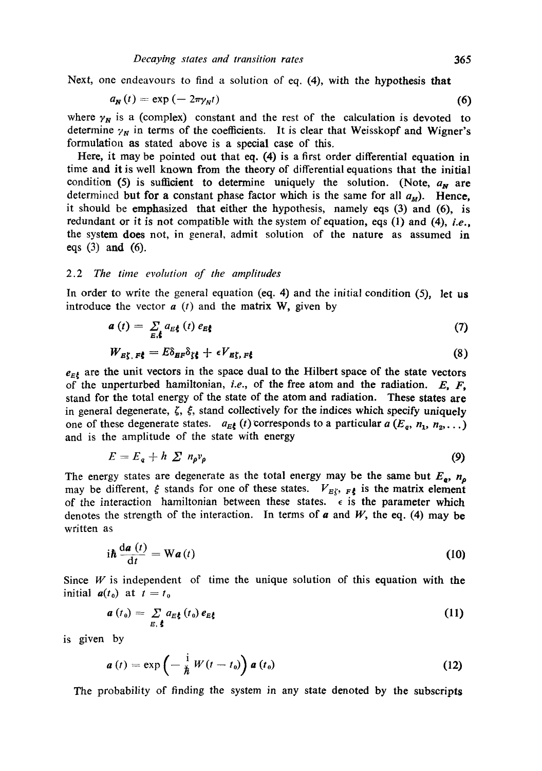Next, one endeavours to find a solution of eq. (4), with the hypothesis that

$$a_N(t) = \exp(-2\pi\gamma_N t) \tag{6}$$

where $\gamma_N$ is a (complex) constant and the rest of the calculation is devoted to determine $\gamma_N$ in terms of the coefficients. It is clear that Weisskopf and Wigner's formulation as stated above is a special case of this.

Here, it may be pointed out that eq. (4) is a first order differential equation in time and it is well known from the theory of differential equations that the initial condition (5) is sufficient to determine uniquely the solution. (Note, $a_N$ are determined but for a constant phase factor which is the same for all $a_M$). Hence, it should be emphasized that either the hypothesis, namely eqs (3) and (6), is redundant or it is not compatible with the system of equation, eqs (1) and (4), *i.e.*, the system does not, in general, admit solution of the nature as assumed in eqs (3) and (6).

### 2.2 *The time evolution of the amplitudes*

In order to write the general equation (eq. 4) and the initial condition (5), let us introduce the vector $a(t)$ and the matrix W, given by

$$a(t) = \sum_{E,\xi} a_{E\xi}(t)\, e_{E\xi} \tag{7}$$

$$W_{E\zeta,F\xi} = E\delta_{EF}\delta_{\zeta\xi} + \epsilon V_{E\zeta,F\xi} \tag{8}$$

$e_{E\xi}$ are the unit vectors in the space dual to the Hilbert space of the state vectors of the unperturbed hamiltonian, *i.e.*, of the free atom and the radiation. $E$, $F$, stand for the total energy of the state of the atom and radiation. These states are in general degenerate, $\zeta$, $\xi$, stand collectively for the indices which specify uniquely one of these degenerate states. $a_{E\xi}(t)$ corresponds to a particular $a(E_q, n_1, n_2, \ldots)$ and is the amplitude of the state with energy

$$E = E_q + h \sum n_p \nu_p \tag{9}$$

The energy states are degenerate as the total energy may be the same but $E_q$, $n_p$ may be different, $\xi$ stands for one of these states. $V_{E\zeta,\,F\xi}$ is the matrix element of the interaction hamiltonian between these states. $\epsilon$ is the parameter which denotes the strength of the interaction. In terms of $a$ and $W$, the eq. (4) may be written as

$$i\hbar \frac{\mathrm{d}a(t)}{\mathrm{d}t} = \mathrm{W}a(t) \tag{10}$$

Since $W$ is independent of time the unique solution of this equation with the initial $a(t_0)$ at $t = t_0$

$$a(t_0) = \sum_{E,\xi} a_{E\xi}(t_0)\, e_{E\xi} \tag{11}$$

is given by

$$a(t) = \exp\left(-\frac{i}{\hbar} W(t - t_0)\right) a(t_0) \tag{12}$$

The probability of finding the system in any state denoted by the subscripts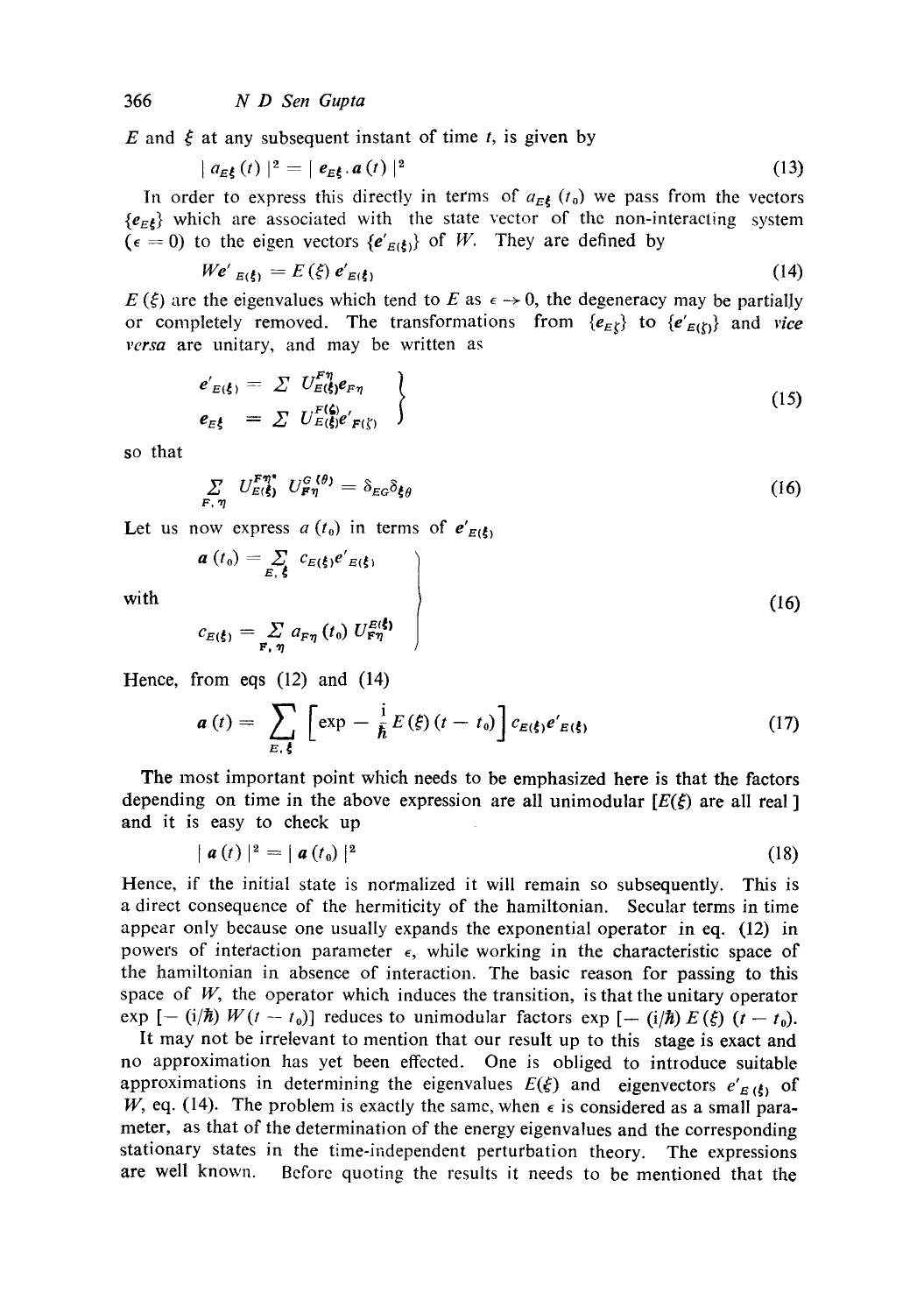$E$ and $\xi$ at any subsequent instant of time $t$, is given by

$$| a_{E\xi}(t) |^2 = | e_{E\xi} . a(t) |^2 \tag{13}$$

In order to express this directly in terms of $a_{E\xi}(t_0)$ we pass from the vectors $\{e_{E\xi}\}$ which are associated with the state vector of the non-interacting system ($\epsilon = 0$) to the eigen vectors $\{e'_{E(\xi)}\}$ of $W$. They are defined by

$$We'_{E(\xi)} = E(\xi)\, e'_{E(\xi)} \tag{14}$$

$E(\xi)$ are the eigenvalues which tend to $E$ as $\epsilon \to 0$, the degeneracy may be partially or completely removed. The transformations from $\{e_{E\xi}\}$ to $\{e'_{E(\xi)}\}$ and *vice versa* are unitary, and may be written as

$$\left.\begin{aligned} e'_{E(\xi)} &= \Sigma\, U^{F\eta}_{E(\xi)} e_{F\eta} \\ e_{E\xi} &= \Sigma\, U^{F(\zeta)}_{E(\xi)} e'_{F(\zeta)} \end{aligned}\right\} \tag{15}$$

so that

$$\sum_{F,\eta} U^{F\eta*}_{E(\xi)}\, U^{G(\theta)}_{F\eta} = \delta_{EG}\delta_{\xi\theta} \tag{16}$$

Let us now express $a(t_0)$ in terms of $e'_{E(\xi)}$

$$\left.\begin{aligned} a(t_0) &= \sum_{E,\xi} c_{E(\xi)} e'_{E(\xi)} \\ \text{with} \quad & \\ c_{E(\xi)} &= \sum_{F,\eta} a_{F\eta}(t_0)\, U^{E(\xi)}_{F\eta} \end{aligned}\right\} \tag{16}$$

Hence, from eqs (12) and (14)

$$a(t) = \sum_{E,\xi} \left[\exp - \frac{i}{\hbar} E(\xi)(t - t_0)\right] c_{E(\xi)} e'_{E(\xi)} \tag{17}$$

The most important point which needs to be emphasized here is that the factors depending on time in the above expression are all unimodular [$E(\xi)$ are all real] and it is easy to check up

$$| a(t) |^2 = | a(t_0) |^2 \tag{18}$$

Hence, if the initial state is normalized it will remain so subsequently. This is a direct consequence of the hermiticity of the hamiltonian. Secular terms in time appear only because one usually expands the exponential operator in eq. (12) in powers of interaction parameter $\epsilon$, while working in the characteristic space of the hamiltonian in absence of interaction. The basic reason for passing to this space of $W$, the operator which induces the transition, is that the unitary operator $\exp[-(i/\hbar)\, W(t - t_0)]$ reduces to unimodular factors $\exp[-(i/\hbar)\, E(\xi)\,(t - t_0)]$.

It may not be irrelevant to mention that our result up to this stage is exact and no approximation has yet been effected. One is obliged to introduce suitable approximations in determining the eigenvalues $E(\xi)$ and eigenvectors $e'_{E(\xi)}$ of $W$, eq. (14). The problem is exactly the same, when $\epsilon$ is considered as a small parameter, as that of the determination of the energy eigenvalues and the corresponding stationary states in the time-independent perturbation theory. The expressions are well known. Before quoting the results it needs to be mentioned that the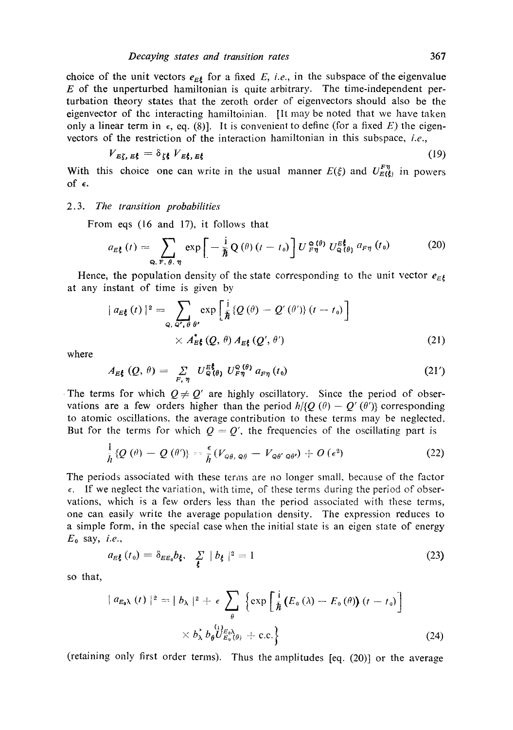choice of the unit vectors $e_{E\xi}$ for a fixed $E$, *i.e.*, in the subspace of the eigenvalue $E$ of the unperturbed hamiltonian is quite arbitrary. The time-independent perturbation theory states that the zeroth order of eigenvectors should also be the eigenvector of the interacting hamiltoinian. [It may be noted that we have taken only a linear term in $\epsilon$, eq. (8)]. It is convenient to define (for a fixed $E$) the eigenvectors of the restriction of the interaction hamiltonian in this subspace, *i.e.*,

$$V_{E\zeta, E\xi} = \delta_{\zeta\xi} V_{E\xi, E\xi} \tag{19}$$

With this choice one can write in the usual manner $E(\xi)$ and $U^{F\eta}_{E(\xi)}$ in powers of $\epsilon$.

## 2.3. *The transition probabilities*

From eqs (16 and 17), it follows that

$$a_{E\xi}(t) = \sum_{Q,\,F,\,\theta,\,\eta} \exp\left[-\frac{i}{\hbar} Q(\theta)(t - t_0)\right] U^{Q(\theta)}_{F\eta}\, U^{E\xi}_{Q(\theta)}\, a_{F\eta}(t_0) \tag{20}$$

Hence, the population density of the state corresponding to the unit vector $e_{E\xi}$ at any instant of time is given by

$$|a_{E\xi}(t)|^2 = \sum_{Q,\,Q',\,\theta\,\theta'} \exp\left[\frac{i}{\hbar}\{Q(\theta) - Q'(\theta')\}(t - t_0)\right] \times A^*_{E\xi}(Q, \theta)\, A_{E\xi}(Q', \theta') \tag{21}$$

where

$$A_{E\xi}(Q, \theta) = \sum_{F,\,\eta} U^{E\xi}_{Q(\theta)}\, U^{Q(\theta)}_{F\eta}\, a_{F\eta}(t_0) \tag{21'}$$

The terms for which $Q \neq Q'$ are highly oscillatory. Since the period of observations are a few orders higher than the period $h/\{Q(\theta) - Q'(\theta')\}$ corresponding to atomic oscillations, the average contribution to these terms may be neglected. But for the terms for which $Q = Q'$, the frequencies of the oscillating part is

$$\frac{1}{h}\{Q(\theta) - Q(\theta')\} = \frac{\epsilon}{h}(V_{Q\theta,\,Q\theta} - V_{Q\theta',\,Q\theta'}) + O(\epsilon^2) \tag{22}$$

The periods associated with these terms are no longer small, because of the factor $\epsilon$. If we neglect the variation, with time, of these terms during the period of observations, which is a few orders less than the period associated with these terms, one can easily write the average population density. The expression reduces to a simple form, in the special case when the initial state is an eigen state of energy $E_0$ say, *i.e.*,

$$a_{E\xi}(t_0) = \delta_{EE_0} b_\xi, \quad \sum_{\xi} |b_\xi|^2 = 1 \tag{23}$$

so that,

$$|a_{E_0\lambda}(t)|^2 = |b_\lambda|^2 + \epsilon \sum_{\theta} \left\{\exp\left[\frac{i}{\hbar}(E_0(\lambda) - E_0(\theta))(t - t_0)\right] \times b^*_\lambda b_\theta \overset{(1)}{U}{}^{E_0\lambda}_{E_0(\theta)} + \text{c.c.}\right\} \tag{24}$$

(retaining only first order terms). Thus the amplitudes [eq. (20)] or the average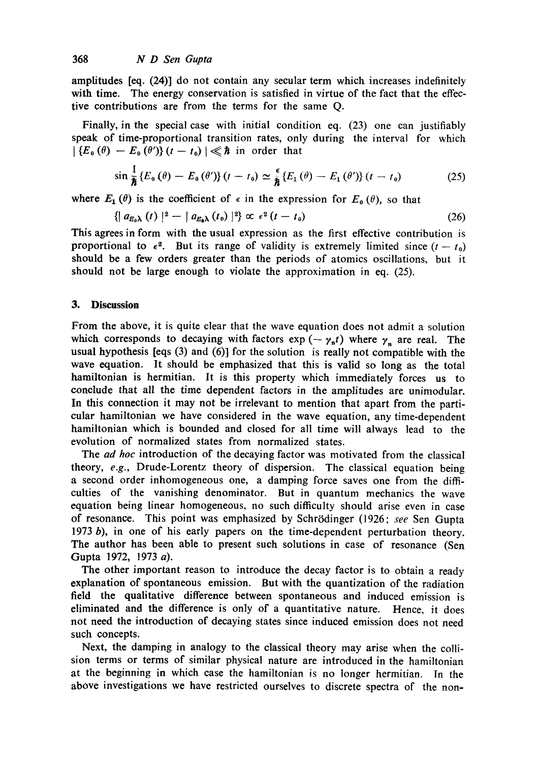amplitudes [eq. (24)] do not contain any secular term which increases indefinitely with time. The energy conservation is satisfied in virtue of the fact that the effective contributions are from the terms for the same Q.

Finally, in the special case with initial condition eq. (23) one can justifiably speak of time-proportional transition rates, only during the interval for which $|\{E_0(\theta) - E_0(\theta')\}(t - t_0)| \ll \hbar$ in order that

$$\sin \frac{1}{\hbar}\{E_0(\theta) - E_0(\theta')\}(t - t_0) \simeq \frac{\epsilon}{\hbar}\{E_1(\theta) - E_1(\theta')\}(t - t_0) \tag{25}$$

where $E_1(\theta)$ is the coefficient of $\epsilon$ in the expression for $E_0(\theta)$, so that

$$\{|a_{E_0\lambda}(t)|^2 - |a_{E_0\lambda}(t_0)|^2\} \propto \epsilon^2 (t - t_0) \tag{26}$$

This agrees in form with the usual expression as the first effective contribution is proportional to $\epsilon^2$. But its range of validity is extremely limited since $(t - t_0)$ should be a few orders greater than the periods of atomics oscillations, but it should not be large enough to violate the approximation in eq. (25).

## 3. Discussion

From the above, it is quite clear that the wave equation does not admit a solution which corresponds to decaying with factors $\exp(-\gamma_n t)$ where $\gamma_n$ are real. The usual hypothesis [eqs (3) and (6)] for the solution is really not compatible with the wave equation. It should be emphasized that this is valid so long as the total hamiltonian is hermitian. It is this property which immediately forces us to conclude that all the time dependent factors in the amplitudes are unimodular. In this connection it may not be irrelevant to mention that apart from the particular hamiltonian we have considered in the wave equation, any time-dependent hamiltonian which is bounded and closed for all time will always lead to the evolution of normalized states from normalized states.

The *ad hoc* introduction of the decaying factor was motivated from the classical theory, *e.g.*, Drude-Lorentz theory of dispersion. The classical equation being a second order inhomogeneous one, a damping force saves one from the difficulties of the vanishing denominator. But in quantum mechanics the wave equation being linear homogeneous, no such difficulty should arise even in case of resonance. This point was emphasized by Schrödinger (1926; *see* Sen Gupta 1973 *b*), in one of his early papers on the time-dependent perturbation theory. The author has been able to present such solutions in case of resonance (Sen Gupta 1972, 1973 *a*).

The other important reason to introduce the decay factor is to obtain a ready explanation of spontaneous emission. But with the quantization of the radiation field the qualitative difference between spontaneous and induced emission is eliminated and the difference is only of a quantitative nature. Hence, it does not need the introduction of decaying states since induced emission does not need such concepts.

Next, the damping in analogy to the classical theory may arise when the collision terms or terms of similar physical nature are introduced in the hamiltonian at the beginning in which case the hamiltonian is no longer hermitian. In the above investigations we have restricted ourselves to discrete spectra of the non-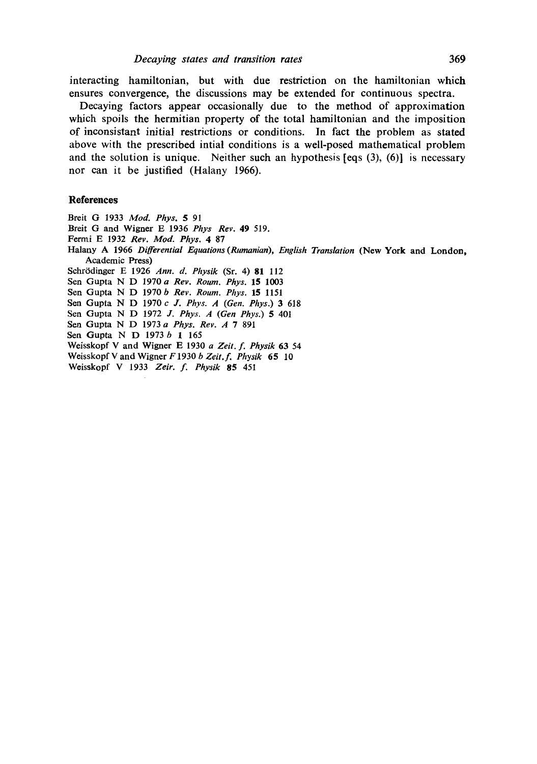interacting hamiltonian, but with due restriction on the hamiltonian which ensures convergence, the discussions may be extended for continuous spectra.

Decaying factors appear occasionally due to the method of approximation which spoils the hermitian property of the total hamiltonian and the imposition of inconsistant initial restrictions or conditions. In fact the problem as stated above with the prescribed intial conditions is a well-posed mathematical problem and the solution is unique. Neither such an hypothesis [eqs (3), (6)] is necessary nor can it be justified (Halany 1966).

## References

Breit G 1933 *Mod. Phys.* **5** 91

Breit G and Wigner E 1936 *Phys Rev.* **49** 519.

Fermi E 1932 *Rev. Mod. Phys.* **4** 87

Halany A 1966 *Differential Equations (Rumanian), English Translation* (New York and London, Academic Press)

Schrödinger E 1926 *Ann. d. Physik* (Sr. 4) **81** 112

Sen Gupta N D 1970 *a Rev. Roum. Phys.* **15** 1003

Sen Gupta N D 1970 *b Rev. Roum. Phys.* **15** 1151

Sen Gupta N D 1970 *c J. Phys. A (Gen. Phys.)* **3** 618

Sen Gupta N D 1972 *J. Phys. A (Gen Phys.)* **5** 401

Sen Gupta N D 1973 *a Phys. Rev. A* **7** 891

Sen Gupta N D 1973 *b* **1** 165

Weisskopf V and Wigner E 1930 *a Zeit. f. Physik* **63** 54

Weisskopf V and Wigner *F* 1930 *b Zeit. f. Physik* **65** 10

Weisskopf V 1933 *Zeir. f. Physik* **85** 451